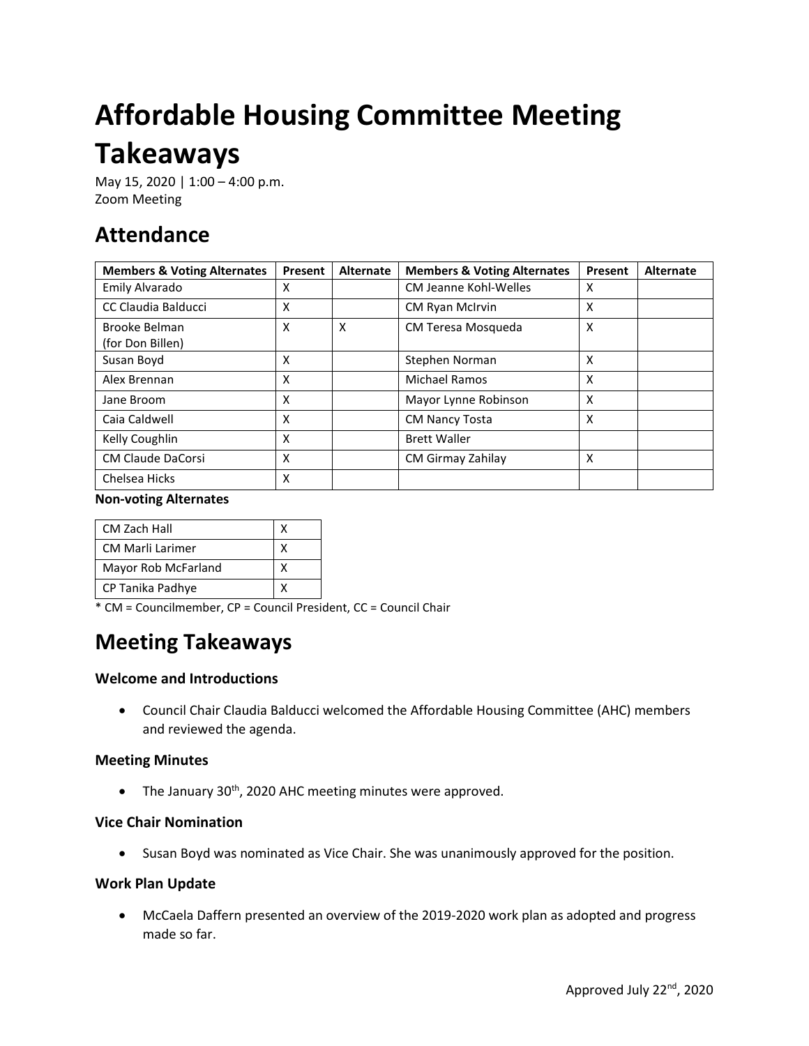# Affordable Housing Committee Meeting Takeaways

May 15, 2020 | 1:00 – 4:00 p.m.
Zoom Meeting

## Attendance

| Members & Voting Alternates | Present | Alternate | Members & Voting Alternates | Present | Alternate |
|---|---|---|---|---|---|
| Emily Alvarado | X | | CM Jeanne Kohl-Welles | X | |
| CC Claudia Balducci | X | | CM Ryan McIrvin | X | |
| Brooke Belman (for Don Billen) | X | X | CM Teresa Mosqueda | X | |
| Susan Boyd | X | | Stephen Norman | X | |
| Alex Brennan | X | | Michael Ramos | X | |
| Jane Broom | X | | Mayor Lynne Robinson | X | |
| Caia Caldwell | X | | CM Nancy Tosta | X | |
| Kelly Coughlin | X | | Brett Waller | | |
| CM Claude DaCorsi | X | | CM Girmay Zahilay | X | |
| Chelsea Hicks | X | | | | |

**Non-voting Alternates**

| | |
|---|---|
| CM Zach Hall | X |
| CM Marli Larimer | X |
| Mayor Rob McFarland | X |
| CP Tanika Padhye | X |

* CM = Councilmember, CP = Council President, CC = Council Chair

## Meeting Takeaways

### Welcome and Introductions

- Council Chair Claudia Balducci welcomed the Affordable Housing Committee (AHC) members and reviewed the agenda.

### Meeting Minutes

- The January 30th, 2020 AHC meeting minutes were approved.

### Vice Chair Nomination

- Susan Boyd was nominated as Vice Chair. She was unanimously approved for the position.

### Work Plan Update

- McCaela Daffern presented an overview of the 2019-2020 work plan as adopted and progress made so far.

Approved July 22nd, 2020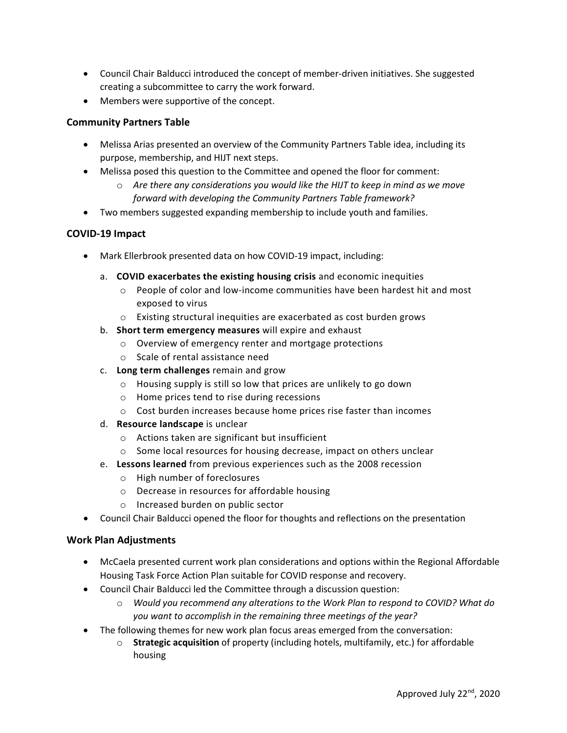- Council Chair Balducci introduced the concept of member-driven initiatives. She suggested creating a subcommittee to carry the work forward.
- Members were supportive of the concept.

### Community Partners Table

- Melissa Arias presented an overview of the Community Partners Table idea, including its purpose, membership, and HIJT next steps.
- Melissa posed this question to the Committee and opened the floor for comment:
  - *Are there any considerations you would like the HIJT to keep in mind as we move forward with developing the Community Partners Table framework?*
- Two members suggested expanding membership to include youth and families.

### COVID-19 Impact

- Mark Ellerbrook presented data on how COVID-19 impact, including:
  a. **COVID exacerbates the existing housing crisis** and economic inequities
     - People of color and low-income communities have been hardest hit and most exposed to virus
     - Existing structural inequities are exacerbated as cost burden grows
  b. **Short term emergency measures** will expire and exhaust
     - Overview of emergency renter and mortgage protections
     - Scale of rental assistance need
  c. **Long term challenges** remain and grow
     - Housing supply is still so low that prices are unlikely to go down
     - Home prices tend to rise during recessions
     - Cost burden increases because home prices rise faster than incomes
  d. **Resource landscape** is unclear
     - Actions taken are significant but insufficient
     - Some local resources for housing decrease, impact on others unclear
  e. **Lessons learned** from previous experiences such as the 2008 recession
     - High number of foreclosures
     - Decrease in resources for affordable housing
     - Increased burden on public sector
- Council Chair Balducci opened the floor for thoughts and reflections on the presentation

### Work Plan Adjustments

- McCaela presented current work plan considerations and options within the Regional Affordable Housing Task Force Action Plan suitable for COVID response and recovery.
- Council Chair Balducci led the Committee through a discussion question:
  - *Would you recommend any alterations to the Work Plan to respond to COVID? What do you want to accomplish in the remaining three meetings of the year?*
- The following themes for new work plan focus areas emerged from the conversation:
  - **Strategic acquisition** of property (including hotels, multifamily, etc.) for affordable housing

Approved July 22nd, 2020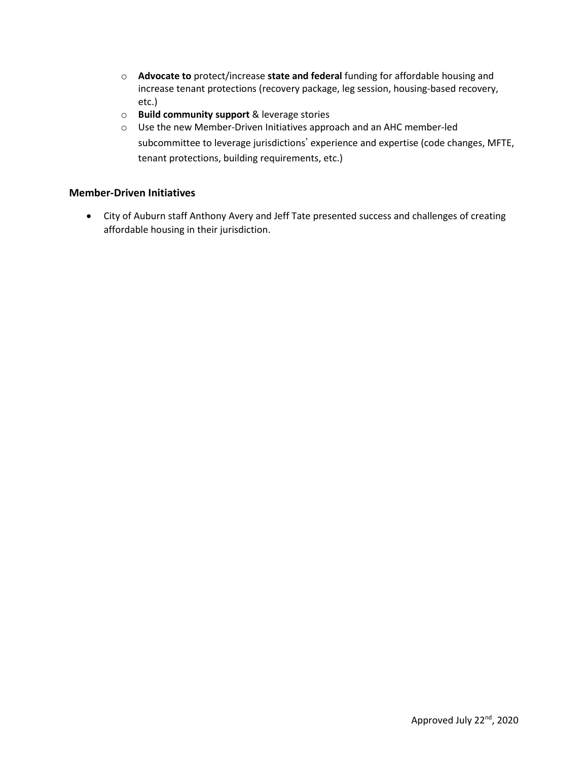- **Advocate to** protect/increase **state and federal** funding for affordable housing and increase tenant protections (recovery package, leg session, housing-based recovery, etc.)
  - **Build community support** & leverage stories
  - Use the new Member-Driven Initiatives approach and an AHC member-led subcommittee to leverage jurisdictions' experience and expertise (code changes, MFTE, tenant protections, building requirements, etc.)

### Member-Driven Initiatives

- City of Auburn staff Anthony Avery and Jeff Tate presented success and challenges of creating affordable housing in their jurisdiction.

Approved July 22nd, 2020